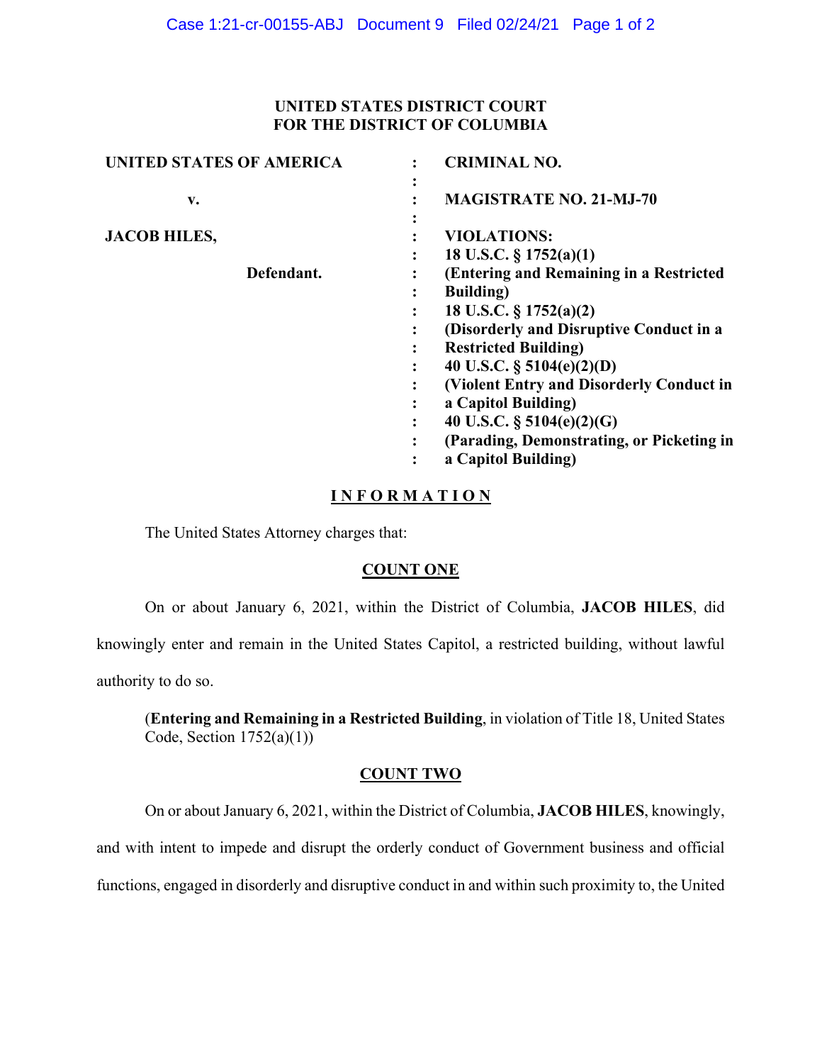**UNITED STATES DISTRICT COURT**
**FOR THE DISTRICT OF COLUMBIA**

| | | |
|---|---|---|
| **UNITED STATES OF AMERICA** | : | **CRIMINAL NO.** |
| | : | |
| **v.** | : | **MAGISTRATE NO. 21-MJ-70** |
| | : | |
| **JACOB HILES,** | : | **VIOLATIONS:** |
| | : | **18 U.S.C. § 1752(a)(1)** |
| **Defendant.** | : | **(Entering and Remaining in a Restricted Building)** |
| | : | **18 U.S.C. § 1752(a)(2)** |
| | : | **(Disorderly and Disruptive Conduct in a Restricted Building)** |
| | : | **40 U.S.C. § 5104(e)(2)(D)** |
| | : | **(Violent Entry and Disorderly Conduct in a Capitol Building)** |
| | : | **40 U.S.C. § 5104(e)(2)(G)** |
| | : | **(Parading, Demonstrating, or Picketing in a Capitol Building)** |

## INFORMATION

The United States Attorney charges that:

### COUNT ONE

On or about January 6, 2021, within the District of Columbia, **JACOB HILES**, did knowingly enter and remain in the United States Capitol, a restricted building, without lawful authority to do so.

(**Entering and Remaining in a Restricted Building**, in violation of Title 18, United States Code, Section 1752(a)(1))

### COUNT TWO

On or about January 6, 2021, within the District of Columbia, **JACOB HILES**, knowingly, and with intent to impede and disrupt the orderly conduct of Government business and official functions, engaged in disorderly and disruptive conduct in and within such proximity to, the United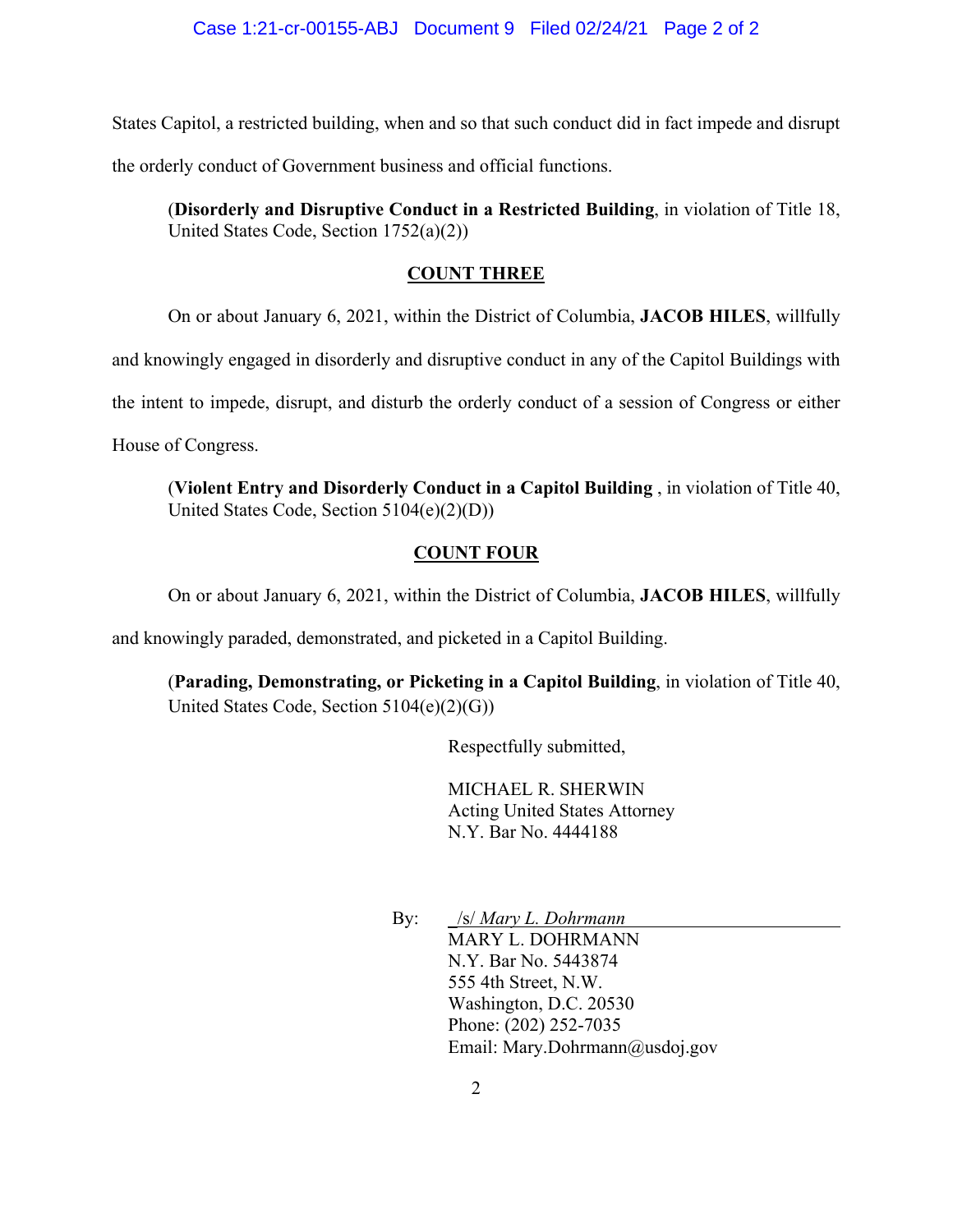States Capitol, a restricted building, when and so that such conduct did in fact impede and disrupt the orderly conduct of Government business and official functions.

(**Disorderly and Disruptive Conduct in a Restricted Building**, in violation of Title 18, United States Code, Section 1752(a)(2))

## COUNT THREE

On or about January 6, 2021, within the District of Columbia, **JACOB HILES**, willfully and knowingly engaged in disorderly and disruptive conduct in any of the Capitol Buildings with the intent to impede, disrupt, and disturb the orderly conduct of a session of Congress or either House of Congress.

(**Violent Entry and Disorderly Conduct in a Capitol Building** , in violation of Title 40, United States Code, Section 5104(e)(2)(D))

## COUNT FOUR

On or about January 6, 2021, within the District of Columbia, **JACOB HILES**, willfully and knowingly paraded, demonstrated, and picketed in a Capitol Building.

(**Parading, Demonstrating, or Picketing in a Capitol Building**, in violation of Title 40, United States Code, Section 5104(e)(2)(G))

Respectfully submitted,

MICHAEL R. SHERWIN
Acting United States Attorney
N.Y. Bar No. 4444188

By: /s/ *Mary L. Dohrmann*
MARY L. DOHRMANN
N.Y. Bar No. 5443874
555 4th Street, N.W.
Washington, D.C. 20530
Phone: (202) 252-7035
Email: Mary.Dohrmann@usdoj.gov